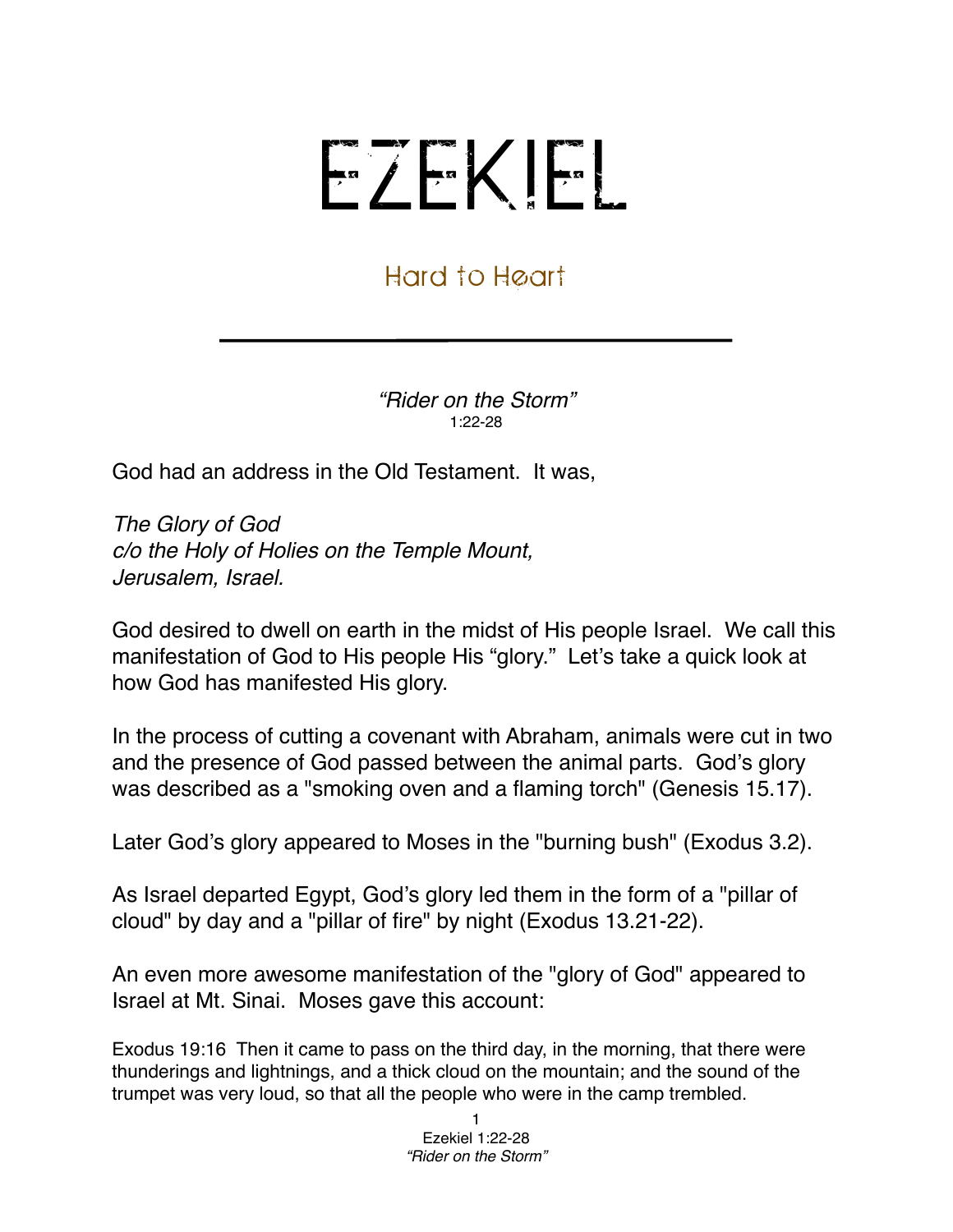# EZEKIEL

## Hard to Heart

---

*"Rider on the Storm"*
1:22-28

God had an address in the Old Testament. It was,

*The Glory of God*
*c/o the Holy of Holies on the Temple Mount,*
*Jerusalem, Israel.*

God desired to dwell on earth in the midst of His people Israel. We call this manifestation of God to His people His "glory." Let's take a quick look at how God has manifested His glory.

In the process of cutting a covenant with Abraham, animals were cut in two and the presence of God passed between the animal parts. God's glory was described as a "smoking oven and a flaming torch" (Genesis 15.17).

Later God's glory appeared to Moses in the "burning bush" (Exodus 3.2).

As Israel departed Egypt, God's glory led them in the form of a "pillar of cloud" by day and a "pillar of fire" by night (Exodus 13.21-22).

An even more awesome manifestation of the "glory of God" appeared to Israel at Mt. Sinai. Moses gave this account:

Exodus 19:16 Then it came to pass on the third day, in the morning, that there were thunderings and lightnings, and a thick cloud on the mountain; and the sound of the trumpet was very loud, so that all the people who were in the camp trembled.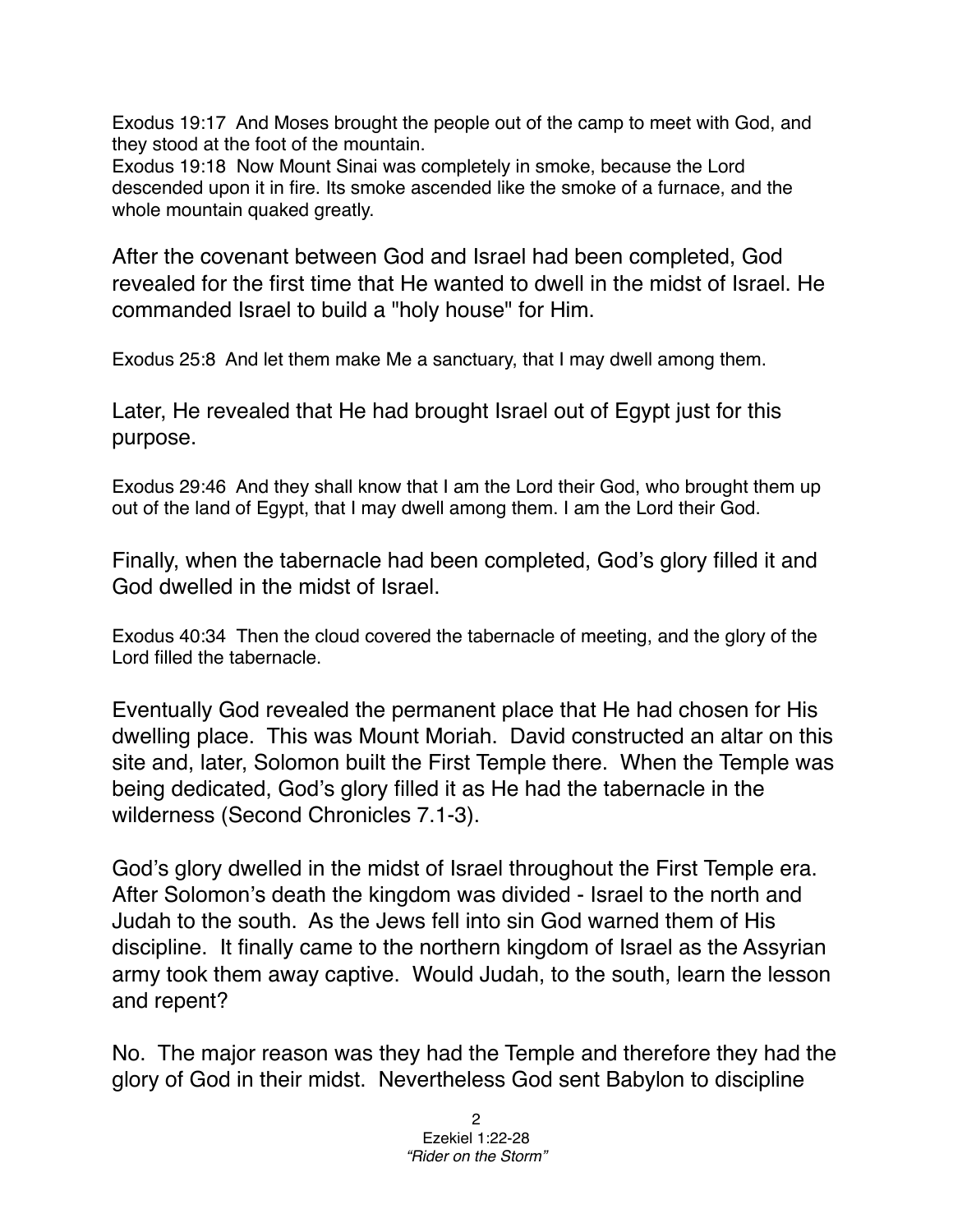Exodus 19:17 And Moses brought the people out of the camp to meet with God, and they stood at the foot of the mountain.
Exodus 19:18 Now Mount Sinai was completely in smoke, because the Lord descended upon it in fire. Its smoke ascended like the smoke of a furnace, and the whole mountain quaked greatly.

After the covenant between God and Israel had been completed, God revealed for the first time that He wanted to dwell in the midst of Israel. He commanded Israel to build a "holy house" for Him.

Exodus 25:8 And let them make Me a sanctuary, that I may dwell among them.

Later, He revealed that He had brought Israel out of Egypt just for this purpose.

Exodus 29:46 And they shall know that I am the Lord their God, who brought them up out of the land of Egypt, that I may dwell among them. I am the Lord their God.

Finally, when the tabernacle had been completed, God's glory filled it and God dwelled in the midst of Israel.

Exodus 40:34 Then the cloud covered the tabernacle of meeting, and the glory of the Lord filled the tabernacle.

Eventually God revealed the permanent place that He had chosen for His dwelling place. This was Mount Moriah. David constructed an altar on this site and, later, Solomon built the First Temple there. When the Temple was being dedicated, God's glory filled it as He had the tabernacle in the wilderness (Second Chronicles 7.1-3).

God's glory dwelled in the midst of Israel throughout the First Temple era. After Solomon's death the kingdom was divided - Israel to the north and Judah to the south. As the Jews fell into sin God warned them of His discipline. It finally came to the northern kingdom of Israel as the Assyrian army took them away captive. Would Judah, to the south, learn the lesson and repent?

No. The major reason was they had the Temple and therefore they had the glory of God in their midst. Nevertheless God sent Babylon to discipline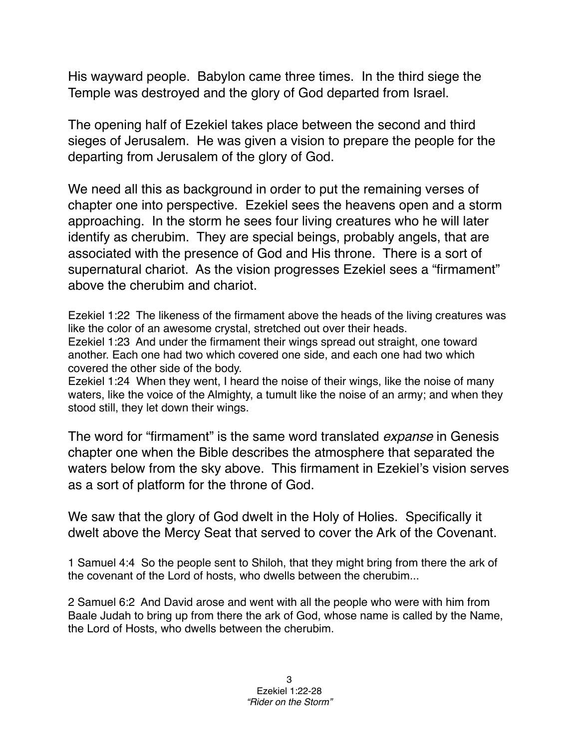His wayward people. Babylon came three times. In the third siege the Temple was destroyed and the glory of God departed from Israel.

The opening half of Ezekiel takes place between the second and third sieges of Jerusalem. He was given a vision to prepare the people for the departing from Jerusalem of the glory of God.

We need all this as background in order to put the remaining verses of chapter one into perspective. Ezekiel sees the heavens open and a storm approaching. In the storm he sees four living creatures who he will later identify as cherubim. They are special beings, probably angels, that are associated with the presence of God and His throne. There is a sort of supernatural chariot. As the vision progresses Ezekiel sees a "firmament" above the cherubim and chariot.

Ezekiel 1:22 The likeness of the firmament above the heads of the living creatures was like the color of an awesome crystal, stretched out over their heads.
Ezekiel 1:23 And under the firmament their wings spread out straight, one toward another. Each one had two which covered one side, and each one had two which covered the other side of the body.
Ezekiel 1:24 When they went, I heard the noise of their wings, like the noise of many waters, like the voice of the Almighty, a tumult like the noise of an army; and when they stood still, they let down their wings.

The word for "firmament" is the same word translated *expanse* in Genesis chapter one when the Bible describes the atmosphere that separated the waters below from the sky above. This firmament in Ezekiel's vision serves as a sort of platform for the throne of God.

We saw that the glory of God dwelt in the Holy of Holies. Specifically it dwelt above the Mercy Seat that served to cover the Ark of the Covenant.

1 Samuel 4:4 So the people sent to Shiloh, that they might bring from there the ark of the covenant of the Lord of hosts, who dwells between the cherubim...

2 Samuel 6:2 And David arose and went with all the people who were with him from Baale Judah to bring up from there the ark of God, whose name is called by the Name, the Lord of Hosts, who dwells between the cherubim.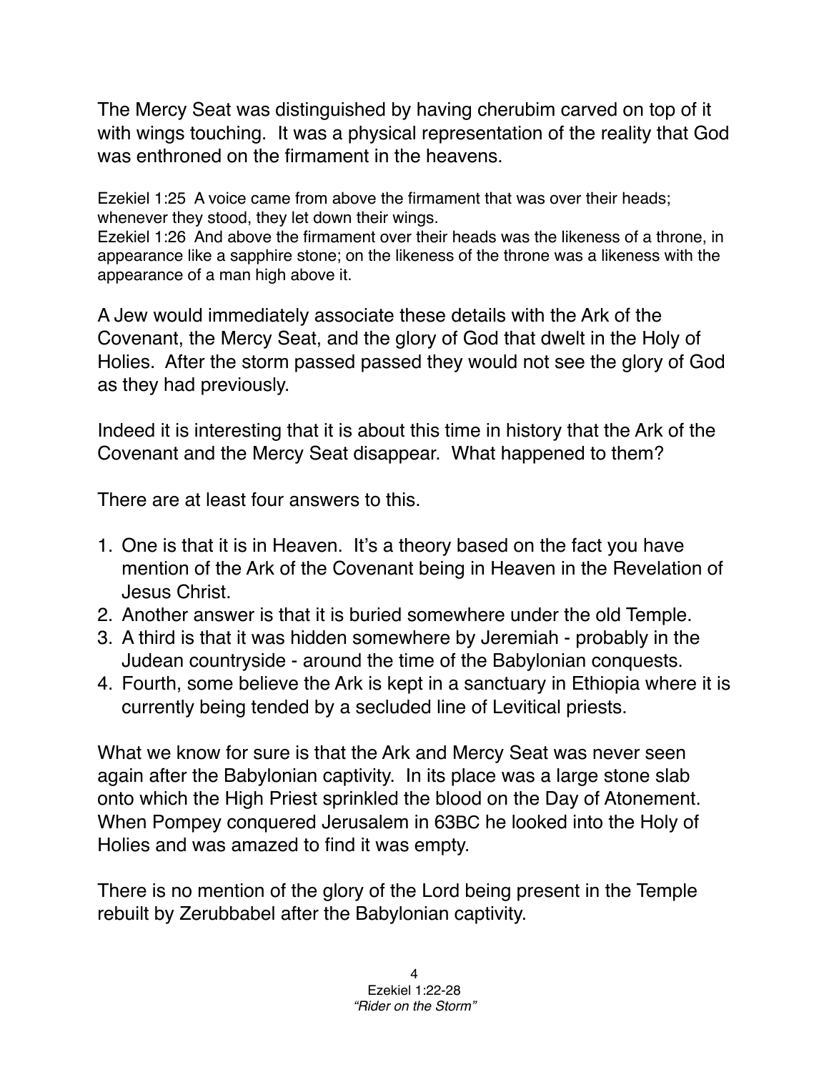The Mercy Seat was distinguished by having cherubim carved on top of it with wings touching. It was a physical representation of the reality that God was enthroned on the firmament in the heavens.

Ezekiel 1:25 A voice came from above the firmament that was over their heads; whenever they stood, they let down their wings.
Ezekiel 1:26 And above the firmament over their heads was the likeness of a throne, in appearance like a sapphire stone; on the likeness of the throne was a likeness with the appearance of a man high above it.

A Jew would immediately associate these details with the Ark of the Covenant, the Mercy Seat, and the glory of God that dwelt in the Holy of Holies. After the storm passed passed they would not see the glory of God as they had previously.

Indeed it is interesting that it is about this time in history that the Ark of the Covenant and the Mercy Seat disappear. What happened to them?

There are at least four answers to this.

1. One is that it is in Heaven. It's a theory based on the fact you have mention of the Ark of the Covenant being in Heaven in the Revelation of Jesus Christ.
2. Another answer is that it is buried somewhere under the old Temple.
3. A third is that it was hidden somewhere by Jeremiah - probably in the Judean countryside - around the time of the Babylonian conquests.
4. Fourth, some believe the Ark is kept in a sanctuary in Ethiopia where it is currently being tended by a secluded line of Levitical priests.

What we know for sure is that the Ark and Mercy Seat was never seen again after the Babylonian captivity. In its place was a large stone slab onto which the High Priest sprinkled the blood on the Day of Atonement. When Pompey conquered Jerusalem in 63BC he looked into the Holy of Holies and was amazed to find it was empty.

There is no mention of the glory of the Lord being present in the Temple rebuilt by Zerubbabel after the Babylonian captivity.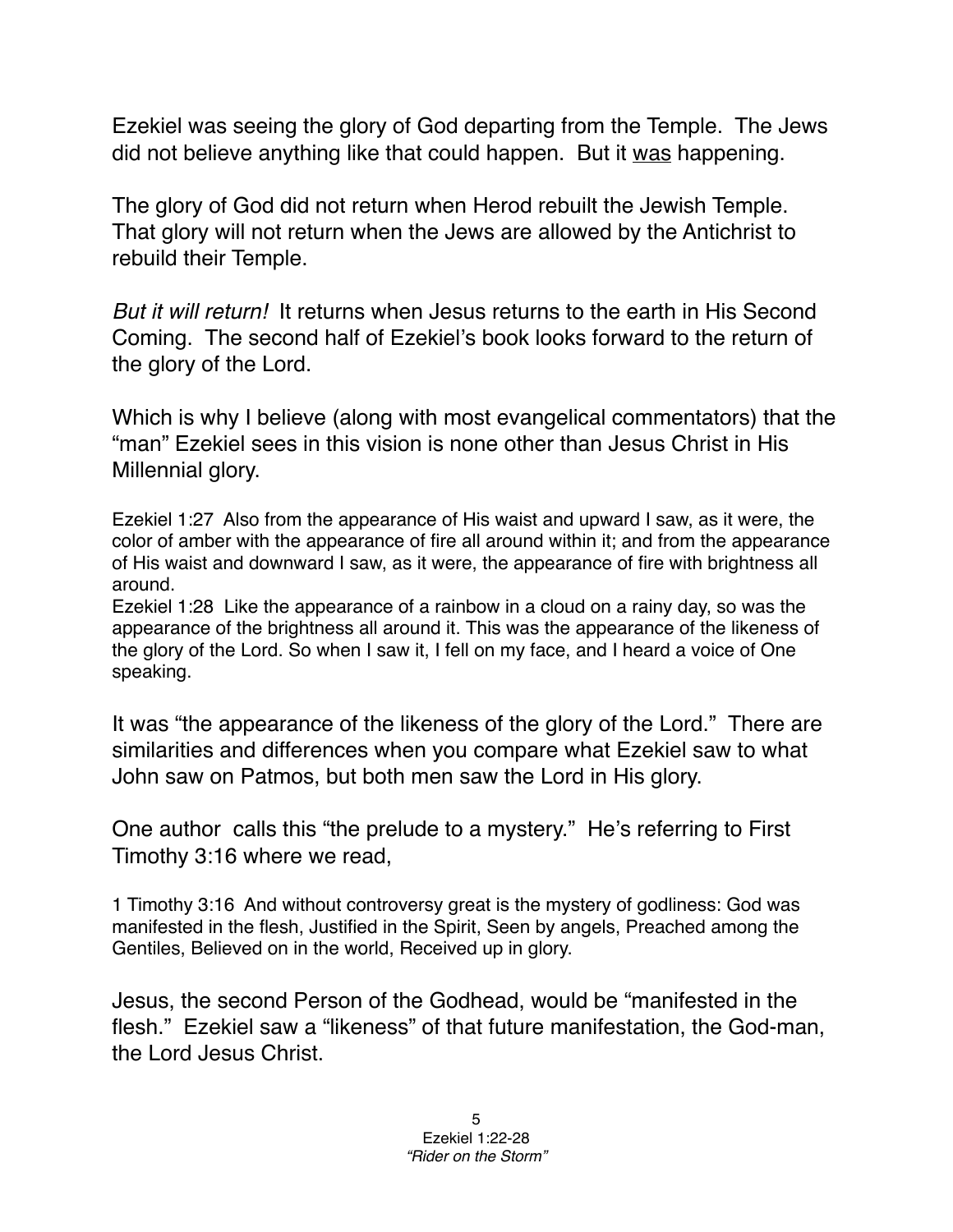Ezekiel was seeing the glory of God departing from the Temple. The Jews did not believe anything like that could happen. But it <u>was</u> happening.

The glory of God did not return when Herod rebuilt the Jewish Temple. That glory will not return when the Jews are allowed by the Antichrist to rebuild their Temple.

*But it will return!* It returns when Jesus returns to the earth in His Second Coming. The second half of Ezekiel's book looks forward to the return of the glory of the Lord.

Which is why I believe (along with most evangelical commentators) that the "man" Ezekiel sees in this vision is none other than Jesus Christ in His Millennial glory.

Ezekiel 1:27 Also from the appearance of His waist and upward I saw, as it were, the color of amber with the appearance of fire all around within it; and from the appearance of His waist and downward I saw, as it were, the appearance of fire with brightness all around.
Ezekiel 1:28 Like the appearance of a rainbow in a cloud on a rainy day, so was the appearance of the brightness all around it. This was the appearance of the likeness of the glory of the Lord. So when I saw it, I fell on my face, and I heard a voice of One speaking.

It was "the appearance of the likeness of the glory of the Lord." There are similarities and differences when you compare what Ezekiel saw to what John saw on Patmos, but both men saw the Lord in His glory.

One author calls this "the prelude to a mystery." He's referring to First Timothy 3:16 where we read,

1 Timothy 3:16 And without controversy great is the mystery of godliness: God was manifested in the flesh, Justified in the Spirit, Seen by angels, Preached among the Gentiles, Believed on in the world, Received up in glory.

Jesus, the second Person of the Godhead, would be "manifested in the flesh." Ezekiel saw a "likeness" of that future manifestation, the God-man, the Lord Jesus Christ.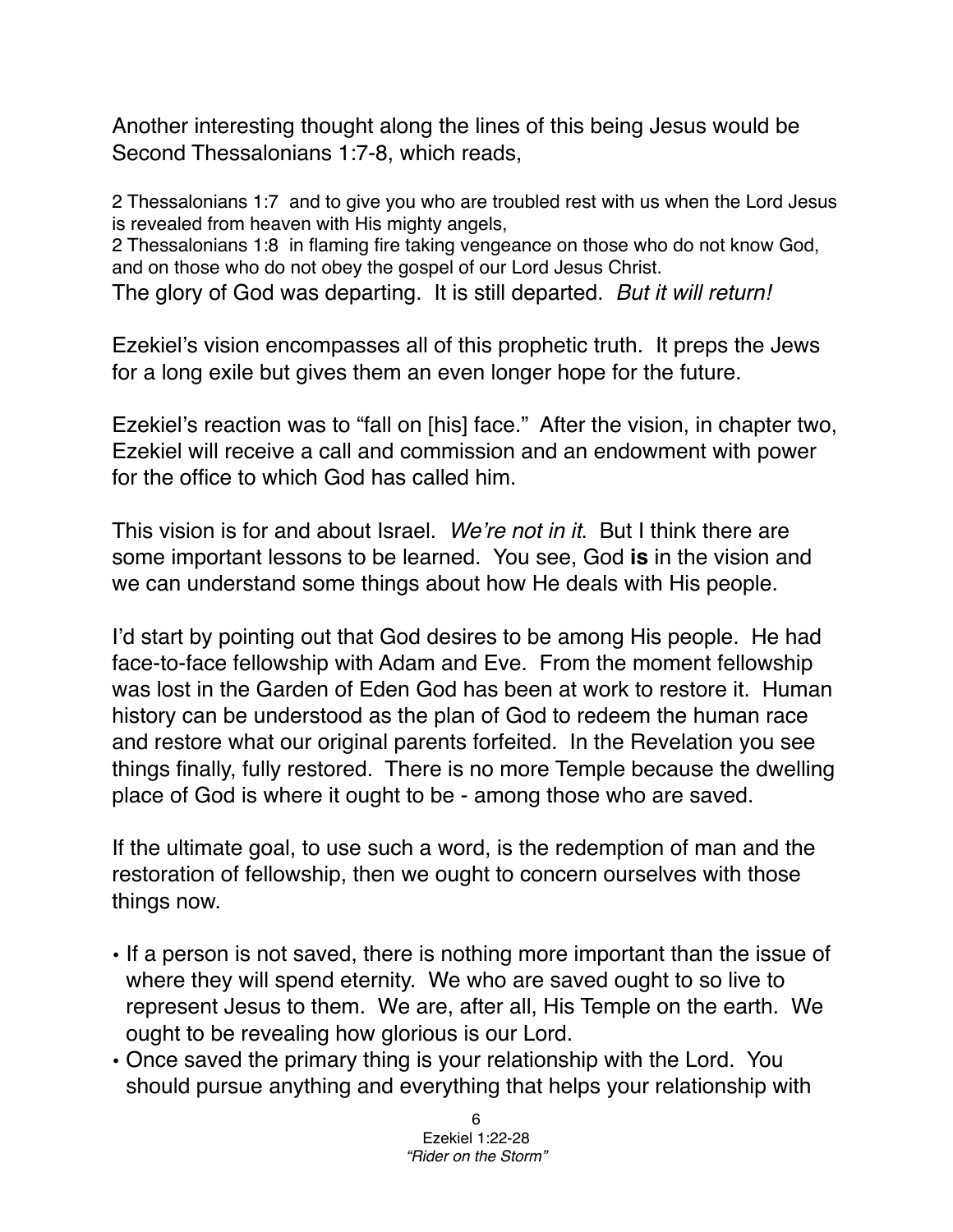Another interesting thought along the lines of this being Jesus would be Second Thessalonians 1:7-8, which reads,

2 Thessalonians 1:7 and to give you who are troubled rest with us when the Lord Jesus is revealed from heaven with His mighty angels,
2 Thessalonians 1:8 in flaming fire taking vengeance on those who do not know God, and on those who do not obey the gospel of our Lord Jesus Christ.
The glory of God was departing. It is still departed. *But it will return!*

Ezekiel's vision encompasses all of this prophetic truth. It preps the Jews for a long exile but gives them an even longer hope for the future.

Ezekiel's reaction was to "fall on [his] face." After the vision, in chapter two, Ezekiel will receive a call and commission and an endowment with power for the office to which God has called him.

This vision is for and about Israel. *We're not in it*. But I think there are some important lessons to be learned. You see, God **is** in the vision and we can understand some things about how He deals with His people.

I'd start by pointing out that God desires to be among His people. He had face-to-face fellowship with Adam and Eve. From the moment fellowship was lost in the Garden of Eden God has been at work to restore it. Human history can be understood as the plan of God to redeem the human race and restore what our original parents forfeited. In the Revelation you see things finally, fully restored. There is no more Temple because the dwelling place of God is where it ought to be - among those who are saved.

If the ultimate goal, to use such a word, is the redemption of man and the restoration of fellowship, then we ought to concern ourselves with those things now.

- If a person is not saved, there is nothing more important than the issue of where they will spend eternity. We who are saved ought to so live to represent Jesus to them. We are, after all, His Temple on the earth. We ought to be revealing how glorious is our Lord.
- Once saved the primary thing is your relationship with the Lord. You should pursue anything and everything that helps your relationship with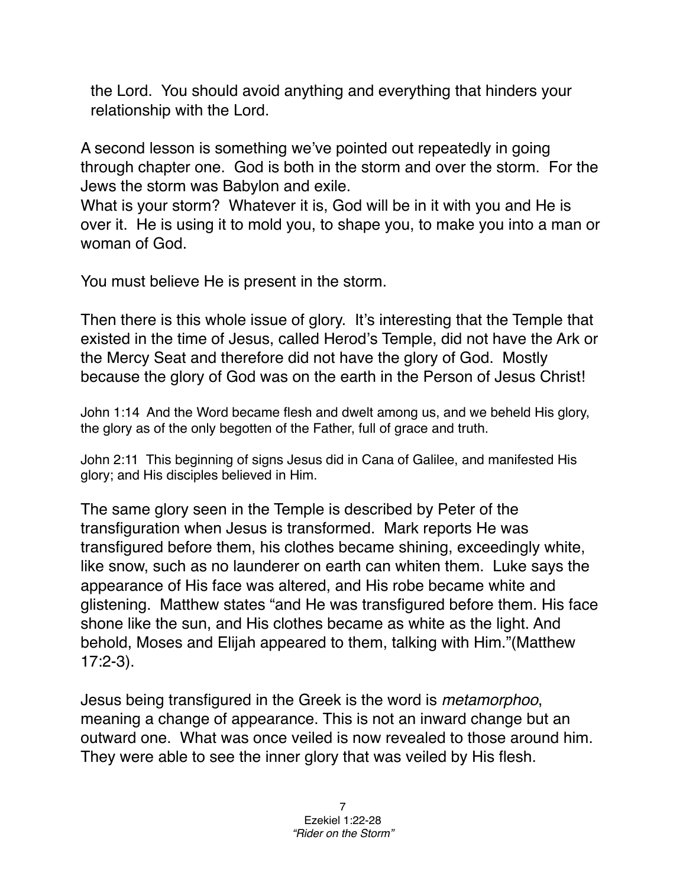the Lord. You should avoid anything and everything that hinders your relationship with the Lord.

A second lesson is something we've pointed out repeatedly in going through chapter one. God is both in the storm and over the storm. For the Jews the storm was Babylon and exile.
What is your storm? Whatever it is, God will be in it with you and He is over it. He is using it to mold you, to shape you, to make you into a man or woman of God.

You must believe He is present in the storm.

Then there is this whole issue of glory. It's interesting that the Temple that existed in the time of Jesus, called Herod's Temple, did not have the Ark or the Mercy Seat and therefore did not have the glory of God. Mostly because the glory of God was on the earth in the Person of Jesus Christ!

John 1:14 And the Word became flesh and dwelt among us, and we beheld His glory, the glory as of the only begotten of the Father, full of grace and truth.

John 2:11 This beginning of signs Jesus did in Cana of Galilee, and manifested His glory; and His disciples believed in Him.

The same glory seen in the Temple is described by Peter of the transfiguration when Jesus is transformed. Mark reports He was transfigured before them, his clothes became shining, exceedingly white, like snow, such as no launderer on earth can whiten them. Luke says the appearance of His face was altered, and His robe became white and glistening. Matthew states "and He was transfigured before them. His face shone like the sun, and His clothes became as white as the light. And behold, Moses and Elijah appeared to them, talking with Him."(Matthew 17:2-3).

Jesus being transfigured in the Greek is the word is *metamorphoo*, meaning a change of appearance. This is not an inward change but an outward one. What was once veiled is now revealed to those around him. They were able to see the inner glory that was veiled by His flesh.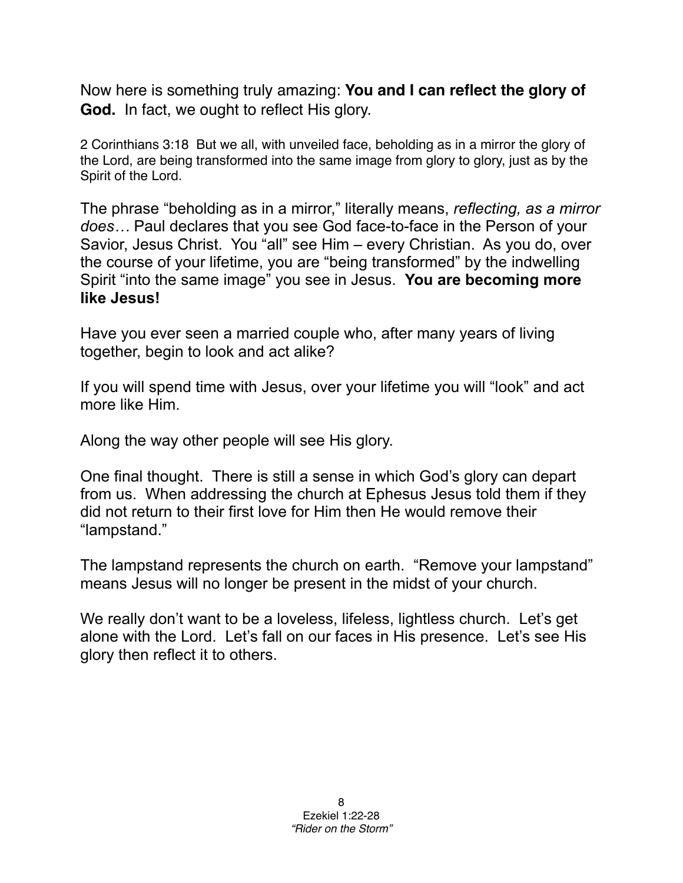Now here is something truly amazing: **You and I can reflect the glory of God.** In fact, we ought to reflect His glory.

2 Corinthians 3:18 But we all, with unveiled face, beholding as in a mirror the glory of the Lord, are being transformed into the same image from glory to glory, just as by the Spirit of the Lord.

The phrase "beholding as in a mirror," literally means, *reflecting, as a mirror does…* Paul declares that you see God face-to-face in the Person of your Savior, Jesus Christ. You "all" see Him – every Christian. As you do, over the course of your lifetime, you are "being transformed" by the indwelling Spirit "into the same image" you see in Jesus. **You are becoming more like Jesus!**

Have you ever seen a married couple who, after many years of living together, begin to look and act alike?

If you will spend time with Jesus, over your lifetime you will "look" and act more like Him.

Along the way other people will see His glory.

One final thought. There is still a sense in which God's glory can depart from us. When addressing the church at Ephesus Jesus told them if they did not return to their first love for Him then He would remove their "lampstand."

The lampstand represents the church on earth. "Remove your lampstand" means Jesus will no longer be present in the midst of your church.

We really don't want to be a loveless, lifeless, lightless church. Let's get alone with the Lord. Let's fall on our faces in His presence. Let's see His glory then reflect it to others.